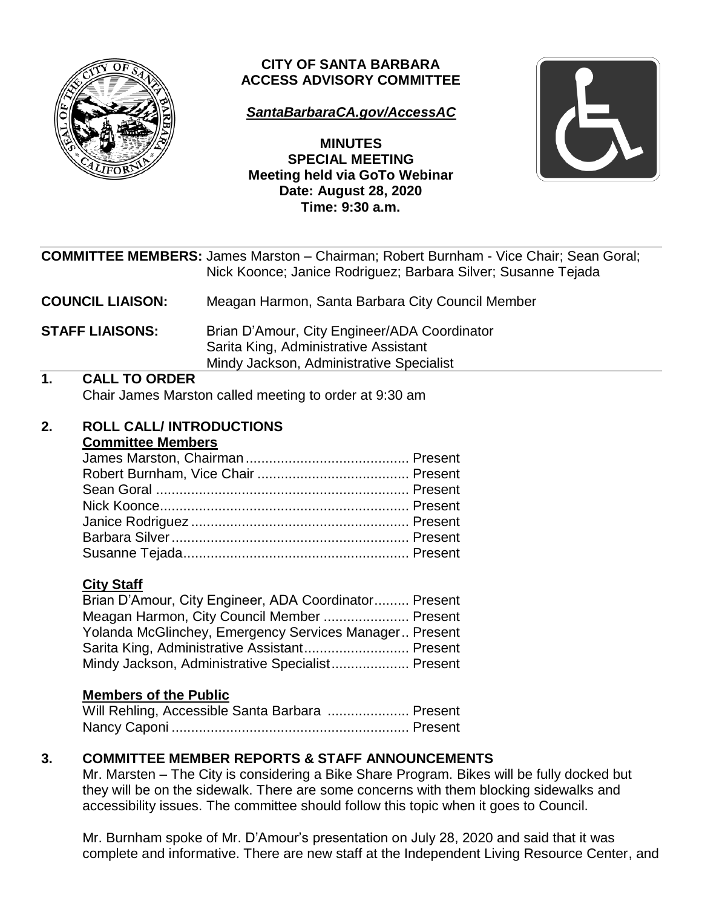**CITY OF SANTA BARBARA**
**ACCESS ADVISORY COMMITTEE**

***SantaBarbaraCA.gov/AccessAC***

**MINUTES**
**SPECIAL MEETING**
**Meeting held via GoTo Webinar**
**Date: August 28, 2020**
**Time: 9:30 a.m.**

**COMMITTEE MEMBERS:** James Marston – Chairman; Robert Burnham - Vice Chair; Sean Goral; Nick Koonce; Janice Rodriguez; Barbara Silver; Susanne Tejada

**COUNCIL LIAISON:** Meagan Harmon, Santa Barbara City Council Member

**STAFF LIAISONS:** Brian D'Amour, City Engineer/ADA Coordinator
Sarita King, Administrative Assistant
Mindy Jackson, Administrative Specialist

## 1. CALL TO ORDER

Chair James Marston called meeting to order at 9:30 am

## 2. ROLL CALL/ INTRODUCTIONS

**Committee Members**

James Marston, Chairman .......................................... Present
Robert Burnham, Vice Chair ....................................... Present
Sean Goral .................................................................. Present
Nick Koonce................................................................. Present
Janice Rodriguez ......................................................... Present
Barbara Silver.............................................................. Present
Susanne Tejada........................................................... Present

**City Staff**

Brian D'Amour, City Engineer, ADA Coordinator......... Present
Meagan Harmon, City Council Member ...................... Present
Yolanda McGlinchey, Emergency Services Manager.. Present
Sarita King, Administrative Assistant........................... Present
Mindy Jackson, Administrative Specialist.................... Present

**Members of the Public**

Will Rehling, Accessible Santa Barbara ..................... Present
Nancy Caponi ............................................................. Present

## 3. COMMITTEE MEMBER REPORTS & STAFF ANNOUNCEMENTS

Mr. Marsten – The City is considering a Bike Share Program. Bikes will be fully docked but they will be on the sidewalk. There are some concerns with them blocking sidewalks and accessibility issues. The committee should follow this topic when it goes to Council.

Mr. Burnham spoke of Mr. D'Amour's presentation on July 28, 2020 and said that it was complete and informative. There are new staff at the Independent Living Resource Center, and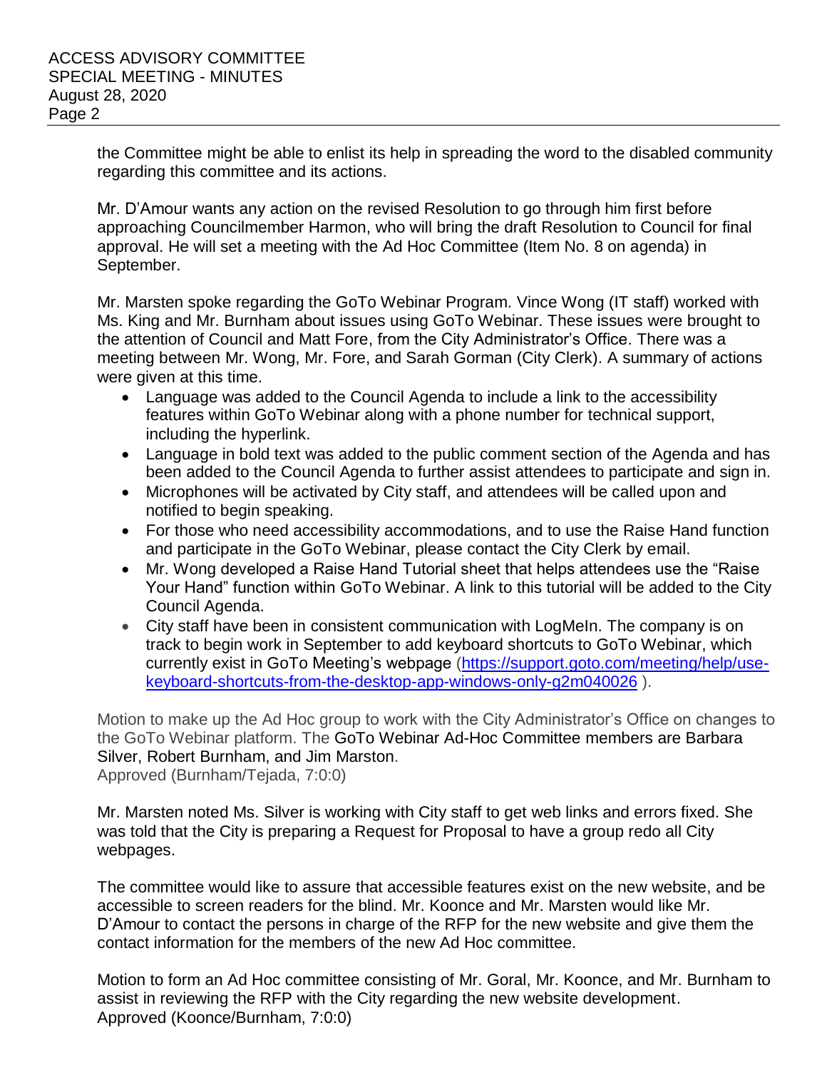the Committee might be able to enlist its help in spreading the word to the disabled community regarding this committee and its actions.

Mr. D'Amour wants any action on the revised Resolution to go through him first before approaching Councilmember Harmon, who will bring the draft Resolution to Council for final approval. He will set a meeting with the Ad Hoc Committee (Item No. 8 on agenda) in September.

Mr. Marsten spoke regarding the GoTo Webinar Program. Vince Wong (IT staff) worked with Ms. King and Mr. Burnham about issues using GoTo Webinar. These issues were brought to the attention of Council and Matt Fore, from the City Administrator's Office. There was a meeting between Mr. Wong, Mr. Fore, and Sarah Gorman (City Clerk). A summary of actions were given at this time.

- Language was added to the Council Agenda to include a link to the accessibility features within GoTo Webinar along with a phone number for technical support, including the hyperlink.
- Language in bold text was added to the public comment section of the Agenda and has been added to the Council Agenda to further assist attendees to participate and sign in.
- Microphones will be activated by City staff, and attendees will be called upon and notified to begin speaking.
- For those who need accessibility accommodations, and to use the Raise Hand function and participate in the GoTo Webinar, please contact the City Clerk by email.
- Mr. Wong developed a Raise Hand Tutorial sheet that helps attendees use the "Raise Your Hand" function within GoTo Webinar. A link to this tutorial will be added to the City Council Agenda.
- City staff have been in consistent communication with LogMeIn. The company is on track to begin work in September to add keyboard shortcuts to GoTo Webinar, which currently exist in GoTo Meeting's webpage (https://support.goto.com/meeting/help/use-keyboard-shortcuts-from-the-desktop-app-windows-only-g2m040026 ).

Motion to make up the Ad Hoc group to work with the City Administrator's Office on changes to the GoTo Webinar platform. The GoTo Webinar Ad-Hoc Committee members are Barbara Silver, Robert Burnham, and Jim Marston.
Approved (Burnham/Tejada, 7:0:0)

Mr. Marsten noted Ms. Silver is working with City staff to get web links and errors fixed. She was told that the City is preparing a Request for Proposal to have a group redo all City webpages.

The committee would like to assure that accessible features exist on the new website, and be accessible to screen readers for the blind. Mr. Koonce and Mr. Marsten would like Mr. D'Amour to contact the persons in charge of the RFP for the new website and give them the contact information for the members of the new Ad Hoc committee.

Motion to form an Ad Hoc committee consisting of Mr. Goral, Mr. Koonce, and Mr. Burnham to assist in reviewing the RFP with the City regarding the new website development.
Approved (Koonce/Burnham, 7:0:0)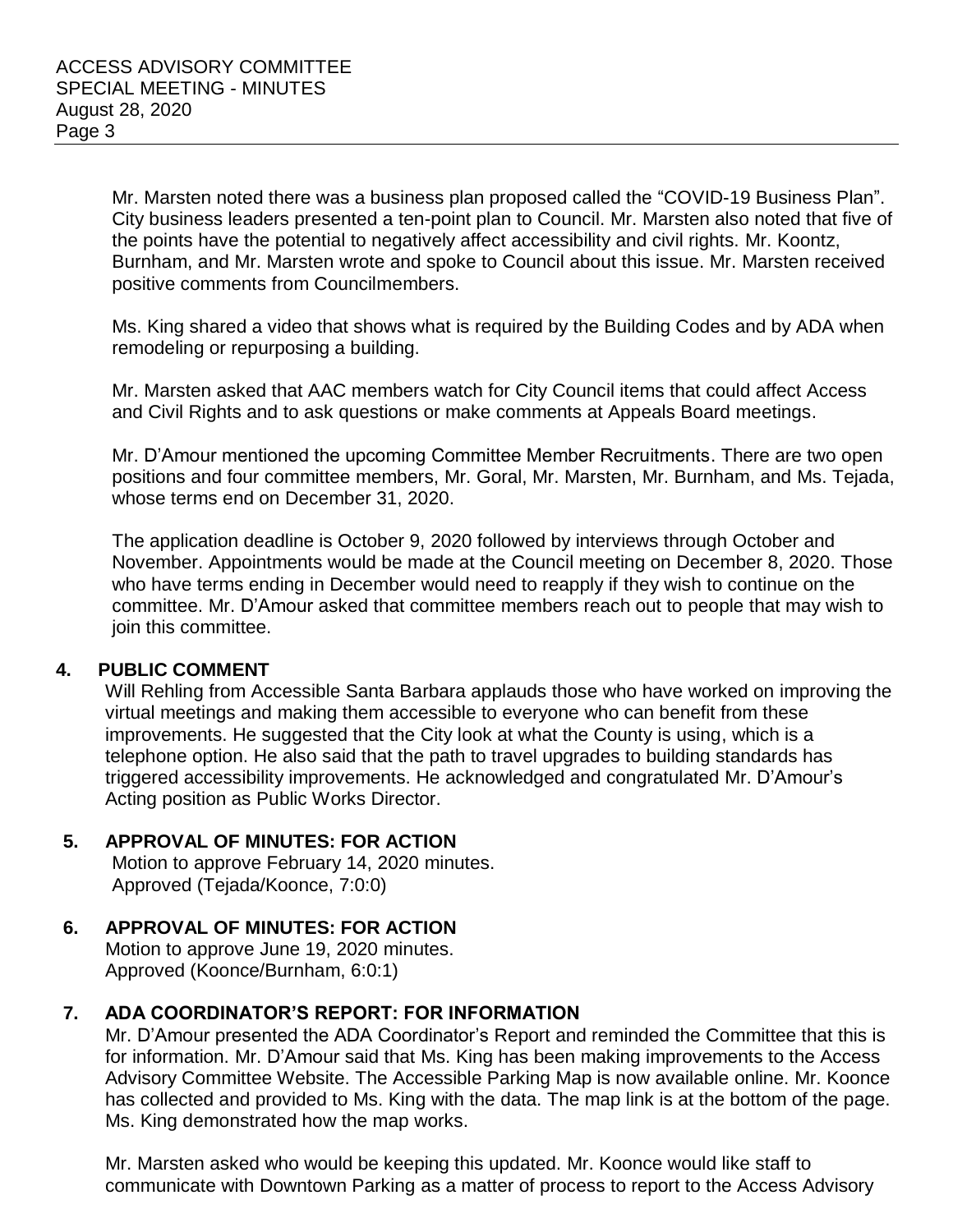Mr. Marsten noted there was a business plan proposed called the "COVID-19 Business Plan". City business leaders presented a ten-point plan to Council. Mr. Marsten also noted that five of the points have the potential to negatively affect accessibility and civil rights. Mr. Koontz, Burnham, and Mr. Marsten wrote and spoke to Council about this issue. Mr. Marsten received positive comments from Councilmembers.

Ms. King shared a video that shows what is required by the Building Codes and by ADA when remodeling or repurposing a building.

Mr. Marsten asked that AAC members watch for City Council items that could affect Access and Civil Rights and to ask questions or make comments at Appeals Board meetings.

Mr. D'Amour mentioned the upcoming Committee Member Recruitments. There are two open positions and four committee members, Mr. Goral, Mr. Marsten, Mr. Burnham, and Ms. Tejada, whose terms end on December 31, 2020.

The application deadline is October 9, 2020 followed by interviews through October and November. Appointments would be made at the Council meeting on December 8, 2020. Those who have terms ending in December would need to reapply if they wish to continue on the committee. Mr. D'Amour asked that committee members reach out to people that may wish to join this committee.

## 4. PUBLIC COMMENT

Will Rehling from Accessible Santa Barbara applauds those who have worked on improving the virtual meetings and making them accessible to everyone who can benefit from these improvements. He suggested that the City look at what the County is using, which is a telephone option. He also said that the path to travel upgrades to building standards has triggered accessibility improvements. He acknowledged and congratulated Mr. D'Amour's Acting position as Public Works Director.

## 5. APPROVAL OF MINUTES: FOR ACTION

Motion to approve February 14, 2020 minutes.
Approved (Tejada/Koonce, 7:0:0)

## 6. APPROVAL OF MINUTES: FOR ACTION

Motion to approve June 19, 2020 minutes.
Approved (Koonce/Burnham, 6:0:1)

## 7. ADA COORDINATOR'S REPORT: FOR INFORMATION

Mr. D'Amour presented the ADA Coordinator's Report and reminded the Committee that this is for information. Mr. D'Amour said that Ms. King has been making improvements to the Access Advisory Committee Website. The Accessible Parking Map is now available online. Mr. Koonce has collected and provided to Ms. King with the data. The map link is at the bottom of the page. Ms. King demonstrated how the map works.

Mr. Marsten asked who would be keeping this updated. Mr. Koonce would like staff to communicate with Downtown Parking as a matter of process to report to the Access Advisory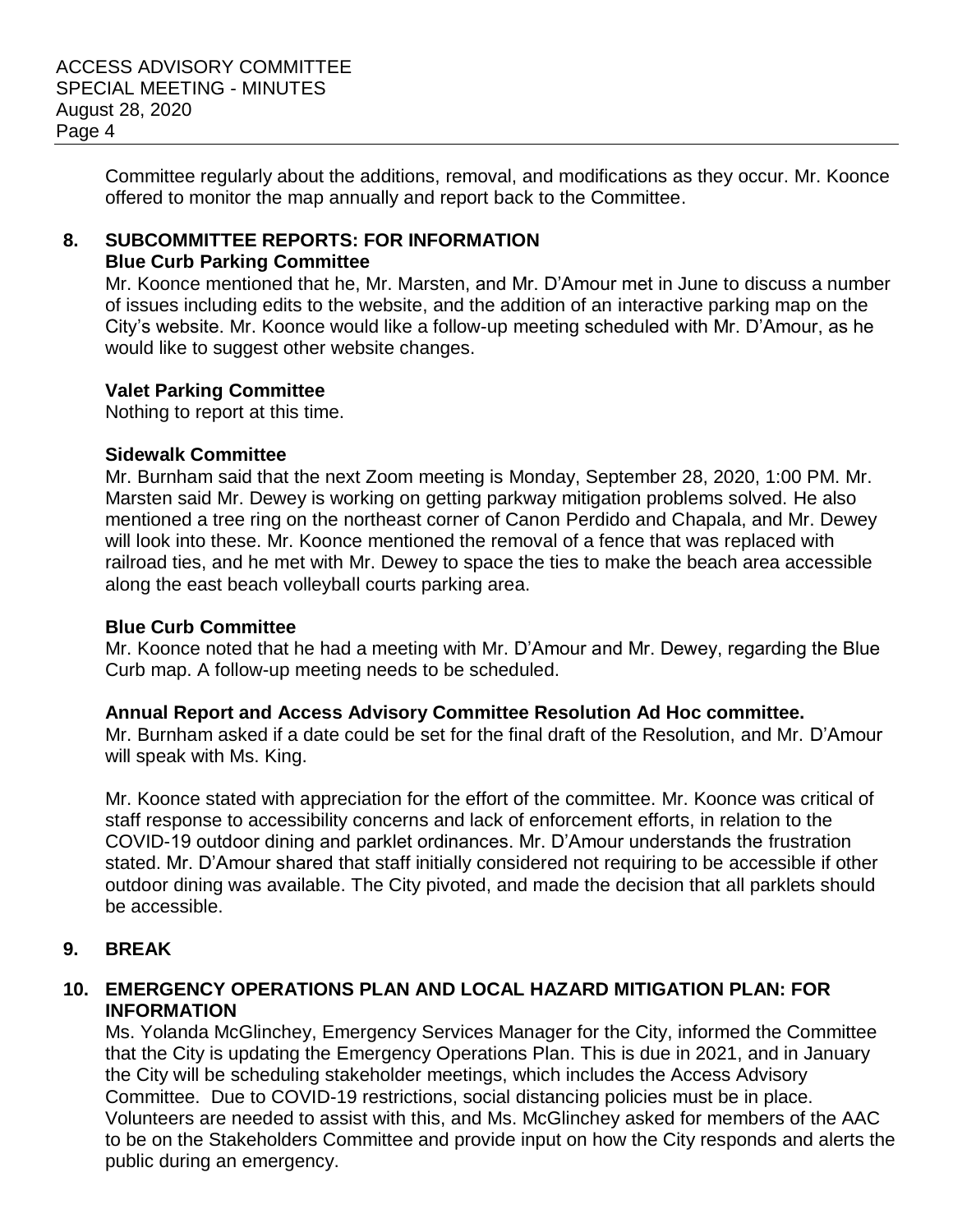Committee regularly about the additions, removal, and modifications as they occur. Mr. Koonce offered to monitor the map annually and report back to the Committee.

## 8. SUBCOMMITTEE REPORTS: FOR INFORMATION

**Blue Curb Parking Committee**

Mr. Koonce mentioned that he, Mr. Marsten, and Mr. D'Amour met in June to discuss a number of issues including edits to the website, and the addition of an interactive parking map on the City's website. Mr. Koonce would like a follow-up meeting scheduled with Mr. D'Amour, as he would like to suggest other website changes.

**Valet Parking Committee**

Nothing to report at this time.

**Sidewalk Committee**

Mr. Burnham said that the next Zoom meeting is Monday, September 28, 2020, 1:00 PM. Mr. Marsten said Mr. Dewey is working on getting parkway mitigation problems solved. He also mentioned a tree ring on the northeast corner of Canon Perdido and Chapala, and Mr. Dewey will look into these. Mr. Koonce mentioned the removal of a fence that was replaced with railroad ties, and he met with Mr. Dewey to space the ties to make the beach area accessible along the east beach volleyball courts parking area.

**Blue Curb Committee**

Mr. Koonce noted that he had a meeting with Mr. D'Amour and Mr. Dewey, regarding the Blue Curb map. A follow-up meeting needs to be scheduled.

**Annual Report and Access Advisory Committee Resolution Ad Hoc committee.**

Mr. Burnham asked if a date could be set for the final draft of the Resolution, and Mr. D'Amour will speak with Ms. King.

Mr. Koonce stated with appreciation for the effort of the committee. Mr. Koonce was critical of staff response to accessibility concerns and lack of enforcement efforts, in relation to the COVID-19 outdoor dining and parklet ordinances. Mr. D'Amour understands the frustration stated. Mr. D'Amour shared that staff initially considered not requiring to be accessible if other outdoor dining was available. The City pivoted, and made the decision that all parklets should be accessible.

## 9. BREAK

## 10. EMERGENCY OPERATIONS PLAN AND LOCAL HAZARD MITIGATION PLAN: FOR INFORMATION

Ms. Yolanda McGlinchey, Emergency Services Manager for the City, informed the Committee that the City is updating the Emergency Operations Plan. This is due in 2021, and in January the City will be scheduling stakeholder meetings, which includes the Access Advisory Committee. Due to COVID-19 restrictions, social distancing policies must be in place. Volunteers are needed to assist with this, and Ms. McGlinchey asked for members of the AAC to be on the Stakeholders Committee and provide input on how the City responds and alerts the public during an emergency.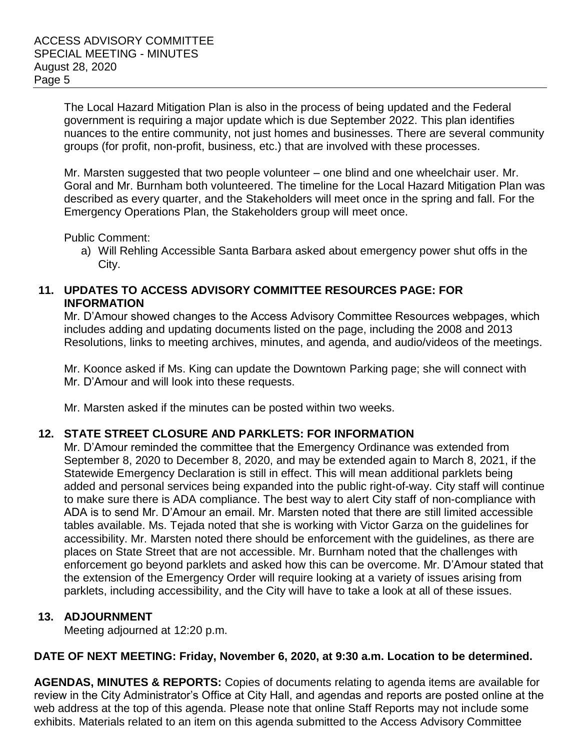The Local Hazard Mitigation Plan is also in the process of being updated and the Federal government is requiring a major update which is due September 2022. This plan identifies nuances to the entire community, not just homes and businesses. There are several community groups (for profit, non-profit, business, etc.) that are involved with these processes.

Mr. Marsten suggested that two people volunteer – one blind and one wheelchair user. Mr. Goral and Mr. Burnham both volunteered. The timeline for the Local Hazard Mitigation Plan was described as every quarter, and the Stakeholders will meet once in the spring and fall. For the Emergency Operations Plan, the Stakeholders group will meet once.

Public Comment:

a) Will Rehling Accessible Santa Barbara asked about emergency power shut offs in the City.

**11. UPDATES TO ACCESS ADVISORY COMMITTEE RESOURCES PAGE: FOR INFORMATION**

Mr. D'Amour showed changes to the Access Advisory Committee Resources webpages, which includes adding and updating documents listed on the page, including the 2008 and 2013 Resolutions, links to meeting archives, minutes, and agenda, and audio/videos of the meetings.

Mr. Koonce asked if Ms. King can update the Downtown Parking page; she will connect with Mr. D'Amour and will look into these requests.

Mr. Marsten asked if the minutes can be posted within two weeks.

**12. STATE STREET CLOSURE AND PARKLETS: FOR INFORMATION**

Mr. D'Amour reminded the committee that the Emergency Ordinance was extended from September 8, 2020 to December 8, 2020, and may be extended again to March 8, 2021, if the Statewide Emergency Declaration is still in effect. This will mean additional parklets being added and personal services being expanded into the public right-of-way. City staff will continue to make sure there is ADA compliance. The best way to alert City staff of non-compliance with ADA is to send Mr. D'Amour an email. Mr. Marsten noted that there are still limited accessible tables available. Ms. Tejada noted that she is working with Victor Garza on the guidelines for accessibility. Mr. Marsten noted there should be enforcement with the guidelines, as there are places on State Street that are not accessible. Mr. Burnham noted that the challenges with enforcement go beyond parklets and asked how this can be overcome. Mr. D'Amour stated that the extension of the Emergency Order will require looking at a variety of issues arising from parklets, including accessibility, and the City will have to take a look at all of these issues.

**13. ADJOURNMENT**

Meeting adjourned at 12:20 p.m.

**DATE OF NEXT MEETING: Friday, November 6, 2020, at 9:30 a.m. Location to be determined.**

**AGENDAS, MINUTES & REPORTS:** Copies of documents relating to agenda items are available for review in the City Administrator's Office at City Hall, and agendas and reports are posted online at the web address at the top of this agenda. Please note that online Staff Reports may not include some exhibits. Materials related to an item on this agenda submitted to the Access Advisory Committee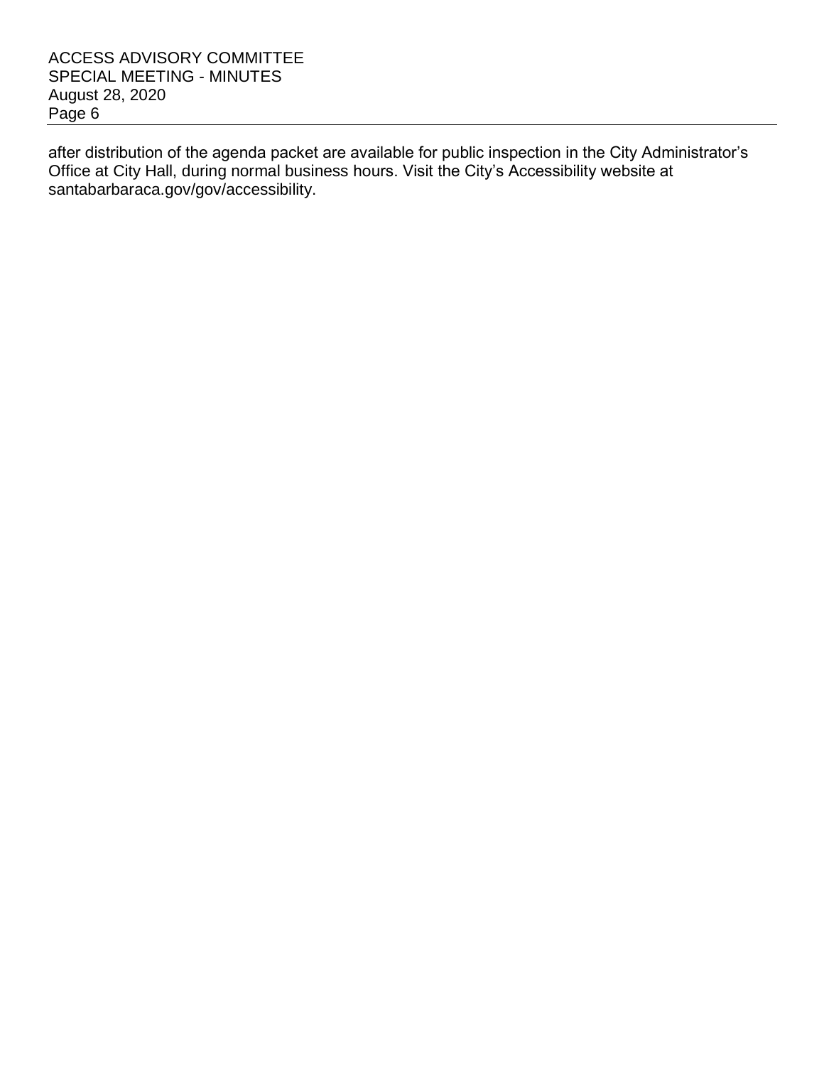after distribution of the agenda packet are available for public inspection in the City Administrator's Office at City Hall, during normal business hours. Visit the City's Accessibility website at santabarbaraca.gov/gov/accessibility.